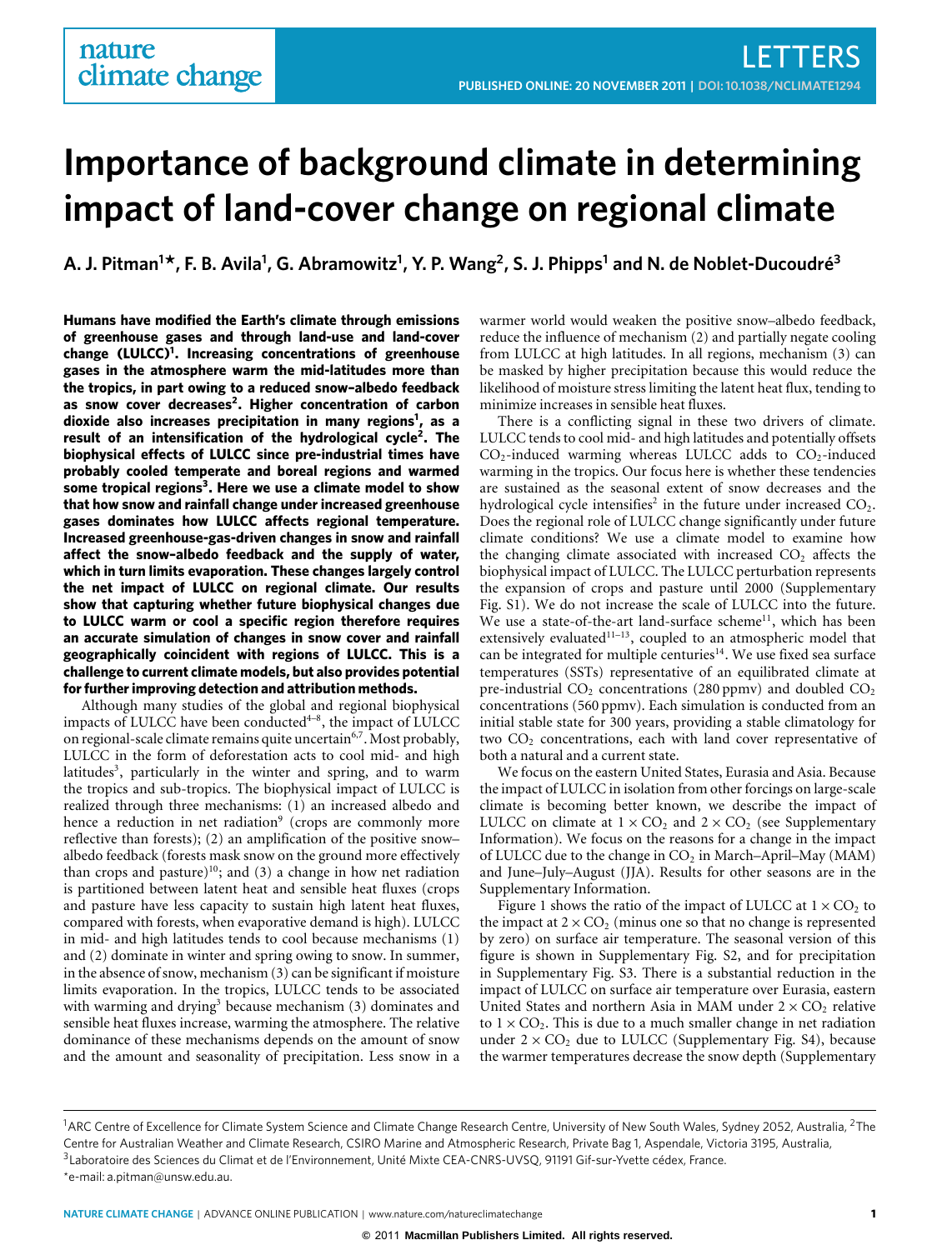# Importance of background climate in determining impact of land-cover change on regional climate

**A. J. Pitman[1]*, F. B. Avila[1], G. Abramowitz[1], Y. P. Wang[2], S. J. Phipps[1] and N. de Noblet-Ducoudré[3]**

**Humans have modified the Earth's climate through emissions of greenhouse gases and through land-use and land-cover change (LULCC)[1]. Increasing concentrations of greenhouse gases in the atmosphere warm the mid-latitudes more than the tropics, in part owing to a reduced snow–albedo feedback as snow cover decreases[2]. Higher concentration of carbon dioxide also increases precipitation in many regions[1], as a result of an intensification of the hydrological cycle[2]. The biophysical effects of LULCC since pre-industrial times have probably cooled temperate and boreal regions and warmed some tropical regions[3]. Here we use a climate model to show that how snow and rainfall change under increased greenhouse gases dominates how LULCC affects regional temperature. Increased greenhouse-gas-driven changes in snow and rainfall affect the snow–albedo feedback and the supply of water, which in turn limits evaporation. These changes largely control the net impact of LULCC on regional climate. Our results show that capturing whether future biophysical changes due to LULCC warm or cool a specific region therefore requires an accurate simulation of changes in snow cover and rainfall geographically coincident with regions of LULCC. This is a challenge to current climate models, but also provides potential for further improving detection and attribution methods.**

Although many studies of the global and regional biophysical impacts of LULCC have been conducted[4–8], the impact of LULCC on regional-scale climate remains quite uncertain[6,7]. Most probably, LULCC in the form of deforestation acts to cool mid- and high latitudes[3], particularly in the winter and spring, and to warm the tropics and sub-tropics. The biophysical impact of LULCC is realized through three mechanisms: (1) an increased albedo and hence a reduction in net radiation[9] (crops are commonly more reflective than forests); (2) an amplification of the positive snow–albedo feedback (forests mask snow on the ground more effectively than crops and pasture)[10]; and (3) a change in how net radiation is partitioned between latent heat and sensible heat fluxes (crops and pasture have less capacity to sustain high latent heat fluxes, compared with forests, when evaporative demand is high). LULCC in mid- and high latitudes tends to cool because mechanisms (1) and (2) dominate in winter and spring owing to snow. In summer, in the absence of snow, mechanism (3) can be significant if moisture limits evaporation. In the tropics, LULCC tends to be associated with warming and drying[3] because mechanism (3) dominates and sensible heat fluxes increase, warming the atmosphere. The relative dominance of these mechanisms depends on the amount of snow and the amount and seasonality of precipitation. Less snow in a warmer world would weaken the positive snow–albedo feedback, reduce the influence of mechanism (2) and partially negate cooling from LULCC at high latitudes. In all regions, mechanism (3) can be masked by higher precipitation because this would reduce the likelihood of moisture stress limiting the latent heat flux, tending to minimize increases in sensible heat fluxes.

There is a conflicting signal in these two drivers of climate. LULCC tends to cool mid- and high latitudes and potentially offsets $CO_2$-induced warming whereas LULCC adds to $CO_2$-induced warming in the tropics. Our focus here is whether these tendencies are sustained as the seasonal extent of snow decreases and the hydrological cycle intensifies[2] in the future under increased $CO_2$. Does the regional role of LULCC change significantly under future climate conditions? We use a climate model to examine how the changing climate associated with increased $CO_2$ affects the biophysical impact of LULCC. The LULCC perturbation represents the expansion of crops and pasture until 2000 (Supplementary Fig. S1). We do not increase the scale of LULCC into the future. We use a state-of-the-art land-surface scheme[11], which has been extensively evaluated[11–13], coupled to an atmospheric model that can be integrated for multiple centuries[14]. We use fixed sea surface temperatures (SSTs) representative of an equilibrated climate at pre-industrial $CO_2$ concentrations (280 ppmv) and doubled $CO_2$ concentrations (560 ppmv). Each simulation is conducted from an initial stable state for 300 years, providing a stable climatology for two $CO_2$ concentrations, each with land cover representative of both a natural and a current state.

We focus on the eastern United States, Eurasia and Asia. Because the impact of LULCC in isolation from other forcings on large-scale climate is becoming better known, we describe the impact of LULCC on climate at $1 \times CO_2$ and $2 \times CO_2$ (see Supplementary Information). We focus on the reasons for a change in the impact of LULCC due to the change in $CO_2$ in March–April–May (MAM) and June–July–August (JJA). Results for other seasons are in the Supplementary Information.

Figure 1 shows the ratio of the impact of LULCC at $1 \times CO_2$ to the impact at $2 \times CO_2$ (minus one so that no change is represented by zero) on surface air temperature. The seasonal version of this figure is shown in Supplementary Fig. S2, and for precipitation in Supplementary Fig. S3. There is a substantial reduction in the impact of LULCC on surface air temperature over Eurasia, eastern United States and northern Asia in MAM under $2 \times CO_2$ relative to $1 \times CO_2$. This is due to a much smaller change in net radiation under $2 \times CO_2$ due to LULCC (Supplementary Fig. S4), because the warmer temperatures decrease the snow depth (Supplementary

[1]ARC Centre of Excellence for Climate System Science and Climate Change Research Centre, University of New South Wales, Sydney 2052, Australia, [2]The Centre for Australian Weather and Climate Research, CSIRO Marine and Atmospheric Research, Private Bag 1, Aspendale, Victoria 3195, Australia, [3]Laboratoire des Sciences du Climat et de l'Environnement, Unité Mixte CEA-CNRS-UVSQ, 91191 Gif-sur-Yvette cédex, France.
*e-mail: a.pitman@unsw.edu.au.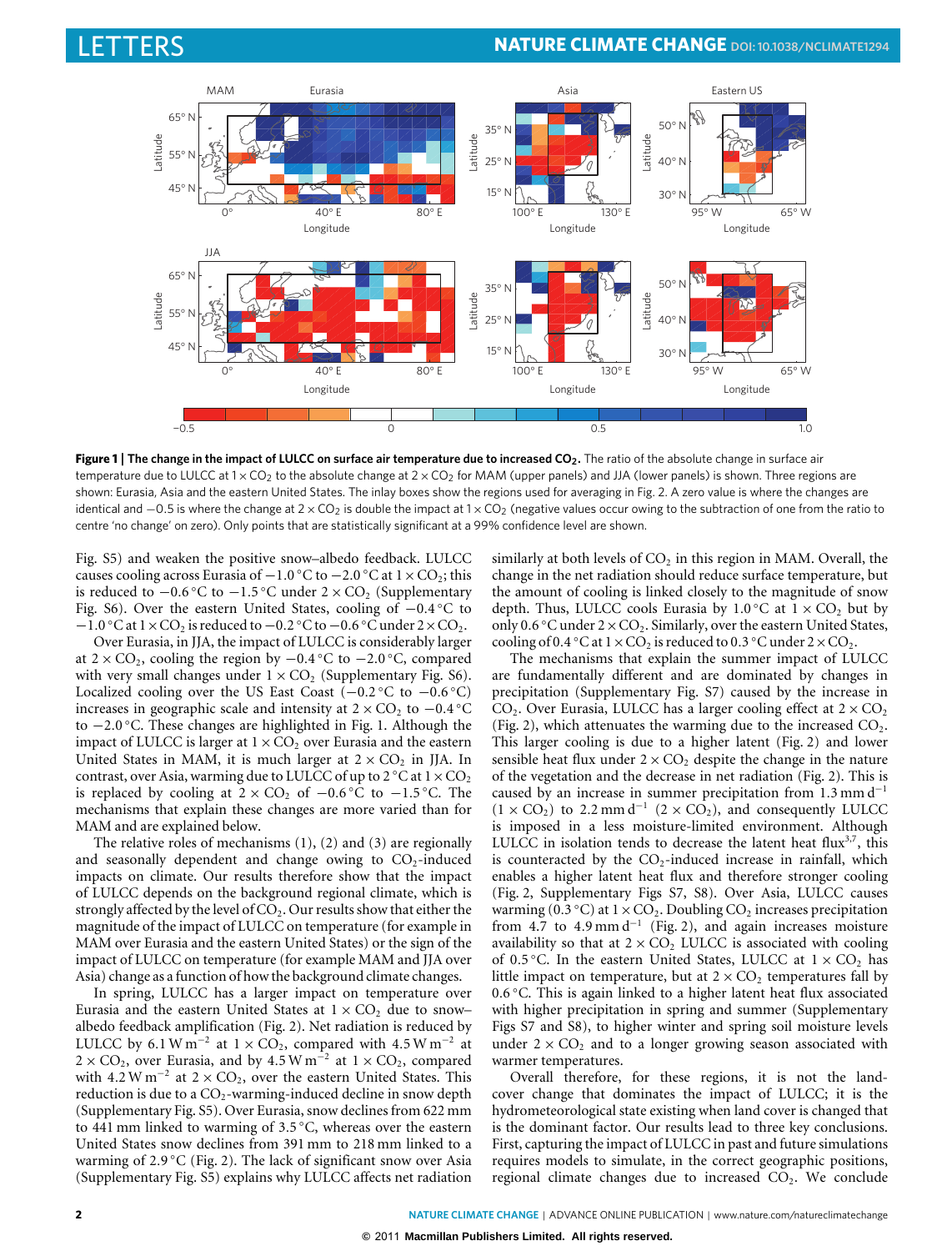**Figure 1 | The change in the impact of LULCC on surface air temperature due to increased $CO_2$.** The ratio of the absolute change in surface air temperature due to LULCC at $1 \times CO_2$ to the absolute change at $2 \times CO_2$ for MAM (upper panels) and JJA (lower panels) is shown. Three regions are shown: Eurasia, Asia and the eastern United States. The inlay boxes show the regions used for averaging in Fig. 2. A zero value is where the changes are identical and −0.5 is where the change at $2 \times CO_2$ is double the impact at $1 \times CO_2$ (negative values occur owing to the subtraction of one from the ratio to centre 'no change' on zero). Only points that are statistically significant at a 99% confidence level are shown.

Fig. S5) and weaken the positive snow–albedo feedback. LULCC causes cooling across Eurasia of −1.0 °C to −2.0 °C at $1 \times CO_2$; this is reduced to −0.6 °C to −1.5 °C under $2 \times CO_2$ (Supplementary Fig. S6). Over the eastern United States, cooling of −0.4 °C to −1.0 °C at $1 \times CO_2$ is reduced to −0.2 °C to −0.6 °C under $2 \times CO_2$.

Over Eurasia, in JJA, the impact of LULCC is considerably larger at $2 \times CO_2$, cooling the region by −0.4 °C to −2.0 °C, compared with very small changes under $1 \times CO_2$ (Supplementary Fig. S6). Localized cooling over the US East Coast (−0.2 °C to −0.6 °C) increases in geographic scale and intensity at $2 \times CO_2$ to −0.4 °C to −2.0 °C. These changes are highlighted in Fig. 1. Although the impact of LULCC is larger at $1 \times CO_2$ over Eurasia and the eastern United States in MAM, it is much larger at $2 \times CO_2$ in JJA. In contrast, over Asia, warming due to LULCC of up to 2 °C at $1 \times CO_2$ is replaced by cooling at $2 \times CO_2$ of −0.6 °C to −1.5 °C. The mechanisms that explain these changes are more varied than for MAM and are explained below.

The relative roles of mechanisms (1), (2) and (3) are regionally and seasonally dependent and change owing to $CO_2$-induced impacts on climate. Our results therefore show that the impact of LULCC depends on the background regional climate, which is strongly affected by the level of $CO_2$. Our results show that either the magnitude of the impact of LULCC on temperature (for example in MAM over Eurasia and the eastern United States) or the sign of the impact of LULCC on temperature (for example MAM and JJA over Asia) change as a function of how the background climate changes.

In spring, LULCC has a larger impact on temperature over Eurasia and the eastern United States at $1 \times CO_2$ due to snow–albedo feedback amplification (Fig. 2). Net radiation is reduced by LULCC by 6.1 W m$^{-2}$ at $1 \times CO_2$, compared with 4.5 W m$^{-2}$ at $2 \times CO_2$, over Eurasia, and by 4.5 W m$^{-2}$ at $1 \times CO_2$, compared with 4.2 W m$^{-2}$ at $2 \times CO_2$, over the eastern United States. This reduction is due to a $CO_2$-warming-induced decline in snow depth (Supplementary Fig. S5). Over Eurasia, snow declines from 622 mm to 441 mm linked to warming of 3.5 °C, whereas over the eastern United States snow declines from 391 mm to 218 mm linked to a warming of 2.9 °C (Fig. 2). The lack of significant snow over Asia (Supplementary Fig. S5) explains why LULCC affects net radiation similarly at both levels of $CO_2$ in this region in MAM. Overall, the change in the net radiation should reduce surface temperature, but the amount of cooling is linked closely to the magnitude of snow depth. Thus, LULCC cools Eurasia by 1.0 °C at $1 \times CO_2$ but by only 0.6 °C under $2 \times CO_2$. Similarly, over the eastern United States, cooling of 0.4 °C at $1 \times CO_2$ is reduced to 0.3 °C under $2 \times CO_2$.

The mechanisms that explain the summer impact of LULCC are fundamentally different and are dominated by changes in precipitation (Supplementary Fig. S7) caused by the increase in $CO_2$. Over Eurasia, LULCC has a larger cooling effect at $2 \times CO_2$ (Fig. 2), which attenuates the warming due to the increased $CO_2$. This larger cooling is due to a higher latent (Fig. 2) and lower sensible heat flux under $2 \times CO_2$ despite the change in the nature of the vegetation and the decrease in net radiation (Fig. 2). This is caused by an increase in summer precipitation from 1.3 mm d$^{-1}$ ($1 \times CO_2$) to 2.2 mm d$^{-1}$ ($2 \times CO_2$), and consequently LULCC is imposed in a less moisture-limited environment. Although LULCC in isolation tends to decrease the latent heat flux[3,7], this is counteracted by the $CO_2$-induced increase in rainfall, which enables a higher latent heat flux and therefore stronger cooling (Fig. 2, Supplementary Figs S7, S8). Over Asia, LULCC causes warming (0.3 °C) at $1 \times CO_2$. Doubling $CO_2$ increases precipitation from 4.7 to 4.9 mm d$^{-1}$ (Fig. 2), and again increases moisture availability so that at $2 \times CO_2$ LULCC is associated with cooling of 0.5 °C. In the eastern United States, LULCC at $1 \times CO_2$ has little impact on temperature, but at $2 \times CO_2$ temperatures fall by 0.6 °C. This is again linked to a higher latent heat flux associated with higher precipitation in spring and summer (Supplementary Figs S7 and S8), to higher winter and spring soil moisture levels under $2 \times CO_2$ and to a longer growing season associated with warmer temperatures.

Overall therefore, for these regions, it is not the land-cover change that dominates the impact of LULCC; it is the hydrometeorological state existing when land cover is changed that is the dominant factor. Our results lead to three key conclusions. First, capturing the impact of LULCC in past and future simulations requires models to simulate, in the correct geographic positions, regional climate changes due to increased $CO_2$. We conclude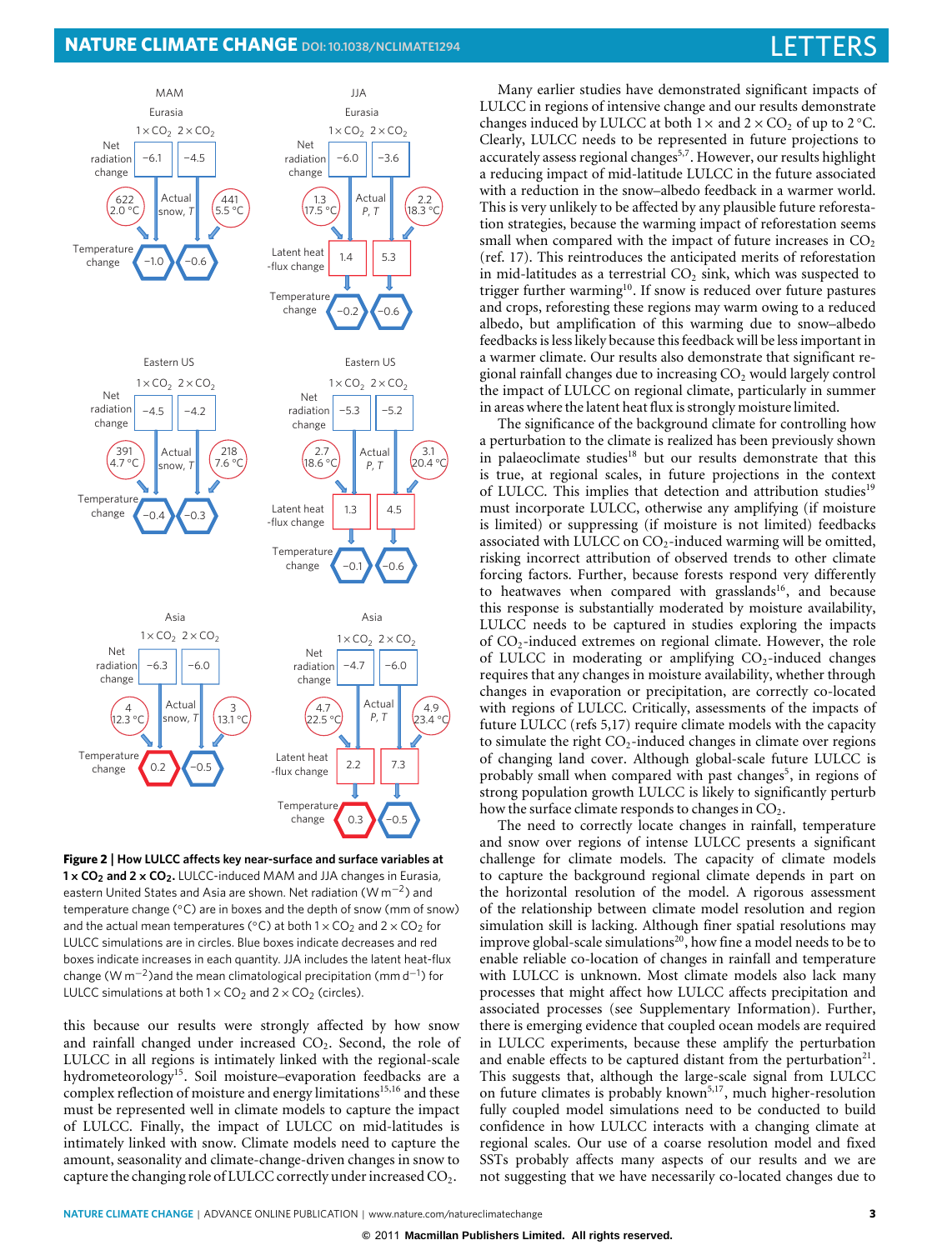Figure 2 | How LULCC affects key near-surface and surface variables at $1\times CO_2$ and $2\times CO_2$. LULCC-induced MAM and JJA changes in Eurasia, eastern United States and Asia are shown. Net radiation ($W\,m^{-2}$) and temperature change (°C) are in boxes and the depth of snow (mm of snow) and the actual mean temperatures (°C) at both $1\times CO_2$ and $2\times CO_2$ for LULCC simulations are in circles. Blue boxes indicate decreases and red boxes indicate increases in each quantity. JJA includes the latent heat-flux change ($W\,m^{-2}$)and the mean climatological precipitation ($mm\,d^{-1}$) for LULCC simulations at both $1\times CO_2$ and $2\times CO_2$ (circles).

this because our results were strongly affected by how snow and rainfall changed under increased $CO_2$. Second, the role of LULCC in all regions is intimately linked with the regional-scale hydrometeorology[15]. Soil moisture–evaporation feedbacks are a complex reflection of moisture and energy limitations[15,16] and these must be represented well in climate models to capture the impact of LULCC. Finally, the impact of LULCC on mid-latitudes is intimately linked with snow. Climate models need to capture the amount, seasonality and climate-change-driven changes in snow to capture the changing role of LULCC correctly under increased $CO_2$.

Many earlier studies have demonstrated significant impacts of LULCC in regions of intensive change and our results demonstrate changes induced by LULCC at both $1\times$ and $2\times CO_2$ of up to 2 °C. Clearly, LULCC needs to be represented in future projections to accurately assess regional changes[5,7]. However, our results highlight a reducing impact of mid-latitude LULCC in the future associated with a reduction in the snow–albedo feedback in a warmer world. This is very unlikely to be affected by any plausible future reforestation strategies, because the warming impact of reforestation seems small when compared with the impact of future increases in $CO_2$ (ref. 17). This reintroduces the anticipated merits of reforestation in mid-latitudes as a terrestrial $CO_2$ sink, which was suspected to trigger further warming[10]. If snow is reduced over future pastures and crops, reforesting these regions may warm owing to a reduced albedo, but amplification of this warming due to snow–albedo feedbacks is less likely because this feedback will be less important in a warmer climate. Our results also demonstrate that significant regional rainfall changes due to increasing $CO_2$ would largely control the impact of LULCC on regional climate, particularly in summer in areas where the latent heat flux is strongly moisture limited.

The significance of the background climate for controlling how a perturbation to the climate is realized has been previously shown in palaeoclimate studies[18] but our results demonstrate that this is true, at regional scales, in future projections in the context of LULCC. This implies that detection and attribution studies[19] must incorporate LULCC, otherwise any amplifying (if moisture is limited) or suppressing (if moisture is not limited) feedbacks associated with LULCC on $CO_2$-induced warming will be omitted, risking incorrect attribution of observed trends to other climate forcing factors. Further, because forests respond very differently to heatwaves when compared with grasslands[16], and because this response is substantially moderated by moisture availability, LULCC needs to be captured in studies exploring the impacts of $CO_2$-induced extremes on regional climate. However, the role of LULCC in moderating or amplifying $CO_2$-induced changes requires that any changes in moisture availability, whether through changes in evaporation or precipitation, are correctly co-located with regions of LULCC. Critically, assessments of the impacts of future LULCC (refs 5,17) require climate models with the capacity to simulate the right $CO_2$-induced changes in climate over regions of changing land cover. Although global-scale future LULCC is probably small when compared with past changes[5], in regions of strong population growth LULCC is likely to significantly perturb how the surface climate responds to changes in $CO_2$.

The need to correctly locate changes in rainfall, temperature and snow over regions of intense LULCC presents a significant challenge for climate models. The capacity of climate models to capture the background regional climate depends in part on the horizontal resolution of the model. A rigorous assessment of the relationship between climate model resolution and region simulation skill is lacking. Although finer spatial resolutions may improve global-scale simulations[20], how fine a model needs to be to enable reliable co-location of changes in rainfall and temperature with LULCC is unknown. Most climate models also lack many processes that might affect how LULCC affects precipitation and associated processes (see Supplementary Information). Further, there is emerging evidence that coupled ocean models are required in LULCC experiments, because these amplify the perturbation and enable effects to be captured distant from the perturbation[21]. This suggests that, although the large-scale signal from LULCC on future climates is probably known[5,17], much higher-resolution fully coupled model simulations need to be conducted to build confidence in how LULCC interacts with a changing climate at regional scales. Our use of a coarse resolution model and fixed SSTs probably affects many aspects of our results and we are not suggesting that we have necessarily co-located changes due to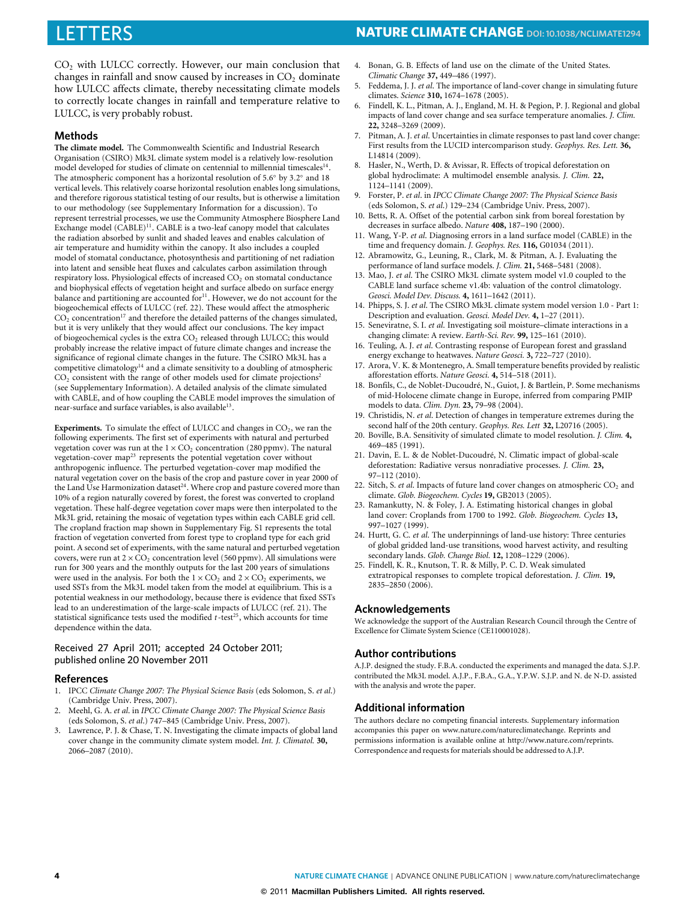$CO_2$ with LULCC correctly. However, our main conclusion that changes in rainfall and snow caused by increases in $CO_2$ dominate how LULCC affects climate, thereby necessitating climate models to correctly locate changes in rainfall and temperature relative to LULCC, is very probably robust.

## Methods

**The climate model.** The Commonwealth Scientific and Industrial Research Organisation (CSIRO) Mk3L climate system model is a relatively low-resolution model developed for studies of climate on centennial to millennial timescales[14]. The atmospheric component has a horizontal resolution of 5.6° by 3.2° and 18 vertical levels. This relatively coarse horizontal resolution enables long simulations, and therefore rigorous statistical testing of our results, but is otherwise a limitation to our methodology (see Supplementary Information for a discussion). To represent terrestrial processes, we use the Community Atmosphere Biosphere Land Exchange model (CABLE)[11]. CABLE is a two-leaf canopy model that calculates the radiation absorbed by sunlit and shaded leaves and enables calculation of air temperature and humidity within the canopy. It also includes a coupled model of stomatal conductance, photosynthesis and partitioning of net radiation into latent and sensible heat fluxes and calculates carbon assimilation through respiratory loss. Physiological effects of increased $CO_2$ on stomatal conductance and biophysical effects of vegetation height and surface albedo on surface energy balance and partitioning are accounted for[11]. However, we do not account for the biogeochemical effects of LULCC (ref. 22). These would affect the atmospheric $CO_2$ concentration[17] and therefore the detailed patterns of the changes simulated, but it is very unlikely that they would affect our conclusions. The key impact of biogeochemical cycles is the extra $CO_2$ released through LULCC; this would probably increase the relative impact of future climate changes and increase the significance of regional climate changes in the future. The CSIRO Mk3L has a competitive climatology[14] and a climate sensitivity to a doubling of atmospheric $CO_2$ consistent with the range of other models used for climate projections[2] (see Supplementary Information). A detailed analysis of the climate simulated with CABLE, and of how coupling the CABLE model improves the simulation of near-surface and surface variables, is also available[13].

**Experiments.** To simulate the effect of LULCC and changes in $CO_2$, we ran the following experiments. The first set of experiments with natural and perturbed vegetation cover was run at the $1 \times CO_2$ concentration (280 ppmv). The natural vegetation-cover map[23] represents the potential vegetation cover without anthropogenic influence. The perturbed vegetation-cover map modified the natural vegetation cover on the basis of the crop and pasture cover in year 2000 of the Land Use Harmonization dataset[24]. Where crop and pasture covered more than 10% of a region naturally covered by forest, the forest was converted to cropland vegetation. These half-degree vegetation cover maps were then interpolated to the Mk3L grid, retaining the mosaic of vegetation types within each CABLE grid cell. The cropland fraction map shown in Supplementary Fig. S1 represents the total fraction of vegetation converted from forest type to cropland type for each grid point. A second set of experiments, with the same natural and perturbed vegetation covers, were run at $2 \times CO_2$ concentration level (560 ppmv). All simulations were run for 300 years and the monthly outputs for the last 200 years of simulations were used in the analysis. For both the $1 \times CO_2$ and $2 \times CO_2$ experiments, we used SSTs from the Mk3L model taken from the model at equilibrium. This is a potential weakness in our methodology, because there is evidence that fixed SSTs lead to an underestimation of the large-scale impacts of LULCC (ref. 21). The statistical significance tests used the modified $t$-test[25], which accounts for time dependence within the data.

Received 27 April 2011; accepted 24 October 2011; published online 20 November 2011

## References

1. IPCC *Climate Change 2007: The Physical Science Basis* (eds Solomon, S. *et al.*) (Cambridge Univ. Press, 2007).
2. Meehl, G. A. *et al.* in *IPCC Climate Change 2007: The Physical Science Basis* (eds Solomon, S. *et al.*) 747–845 (Cambridge Univ. Press, 2007).
3. Lawrence, P. J. & Chase, T. N. Investigating the climate impacts of global land cover change in the community climate system model. *Int. J. Climatol.* **30,** 2066–2087 (2010).
4. Bonan, G. B. Effects of land use on the climate of the United States. *Climatic Change* **37,** 449–486 (1997).
5. Feddema, J. J. *et al.* The importance of land-cover change in simulating future climates. *Science* **310,** 1674–1678 (2005).
6. Findell, K. L., Pitman, A. J., England, M. H. & Pegion, P. J. Regional and global impacts of land cover change and sea surface temperature anomalies. *J. Clim.* **22,** 3248–3269 (2009).
7. Pitman, A. J. *et al.* Uncertainties in climate responses to past land cover change: First results from the LUCID intercomparison study. *Geophys. Res. Lett.* **36,** L14814 (2009).
8. Hasler, N., Werth, D. & Avissar, R. Effects of tropical deforestation on global hydroclimate: A multimodel ensemble analysis. *J. Clim.* **22,** 1124–1141 (2009).
9. Forster, P. *et al.* in *IPCC Climate Change 2007: The Physical Science Basis* (eds Solomon, S. *et al.*) 129–234 (Cambridge Univ. Press, 2007).
10. Betts, R. A. Offset of the potential carbon sink from boreal forestation by decreases in surface albedo. *Nature* **408,** 187–190 (2000).
11. Wang, Y-P. *et al.* Diagnosing errors in a land surface model (CABLE) in the time and frequency domain. *J. Geophys. Res.* **116,** G01034 (2011).
12. Abramowitz, G., Leuning, R., Clark, M. & Pitman, A. J. Evaluating the performance of land surface models. *J. Clim.* **21,** 5468–5481 (2008).
13. Mao, J. *et al.* The CSIRO Mk3L climate system model v1.0 coupled to the CABLE land surface scheme v1.4b: valuation of the control climatology. *Geosci. Model Dev. Discuss.* **4,** 1611–1642 (2011).
14. Phipps, S. J. *et al.* The CSIRO Mk3L climate system model version 1.0 - Part 1: Description and evaluation. *Geosci. Model Dev.* **4,** 1–27 (2011).
15. Seneviratne, S. I. *et al.* Investigating soil moisture–climate interactions in a changing climate: A review. *Earth-Sci. Rev.* **99,** 125–161 (2010).
16. Teuling, A. J. *et al.* Contrasting response of European forest and grassland energy exchange to heatwaves. *Nature Geosci.* **3,** 722–727 (2010).
17. Arora, V. K. & Montenegro, A. Small temperature benefits provided by realistic afforestation efforts. *Nature Geosci.* **4,** 514–518 (2011).
18. Bonfils, C., de Noblet-Ducoudré, N., Guiot, J. & Bartlein, P. Some mechanisms of mid-Holocene climate change in Europe, inferred from comparing PMIP models to data. *Clim. Dyn.* **23,** 79–98 (2004).
19. Christidis, N. *et al.* Detection of changes in temperature extremes during the second half of the 20th century. *Geophys. Res. Lett* **32,** L20716 (2005).
20. Boville, B.A. Sensitivity of simulated climate to model resolution. *J. Clim.* **4,** 469–485 (1991).
21. Davin, E. L. & de Noblet-Ducoudré, N. Climatic impact of global-scale deforestation: Radiative versus nonradiative processes. *J. Clim.* **23,** 97–112 (2010).
22. Sitch, S. *et al.* Impacts of future land cover changes on atmospheric $CO_2$ and climate. *Glob. Biogeochem. Cycles* **19,** GB2013 (2005).
23. Ramankutty, N. & Foley, J. A. Estimating historical changes in global land cover: Croplands from 1700 to 1992. *Glob. Biogeochem. Cycles* **13,** 997–1027 (1999).
24. Hurtt, G. C. *et al.* The underpinnings of land-use history: Three centuries of global gridded land-use transitions, wood harvest activity, and resulting secondary lands. *Glob. Change Biol.* **12,** 1208–1229 (2006).
25. Findell, K. R., Knutson, T. R. & Milly, P. C. D. Weak simulated extratropical responses to complete tropical deforestation. *J. Clim.* **19,** 2835–2850 (2006).

## Acknowledgements

We acknowledge the support of the Australian Research Council through the Centre of Excellence for Climate System Science (CE110001028).

## Author contributions

A.J.P. designed the study. F.B.A. conducted the experiments and managed the data. S.J.P. contributed the Mk3L model. A.J.P., F.B.A., G.A., Y.P.W. S.J.P. and N. de N-D. assisted with the analysis and wrote the paper.

## Additional information

The authors declare no competing financial interests. Supplementary information accompanies this paper on www.nature.com/natureclimatechange. Reprints and permissions information is available online at http://www.nature.com/reprints. Correspondence and requests for materials should be addressed to A.J.P.